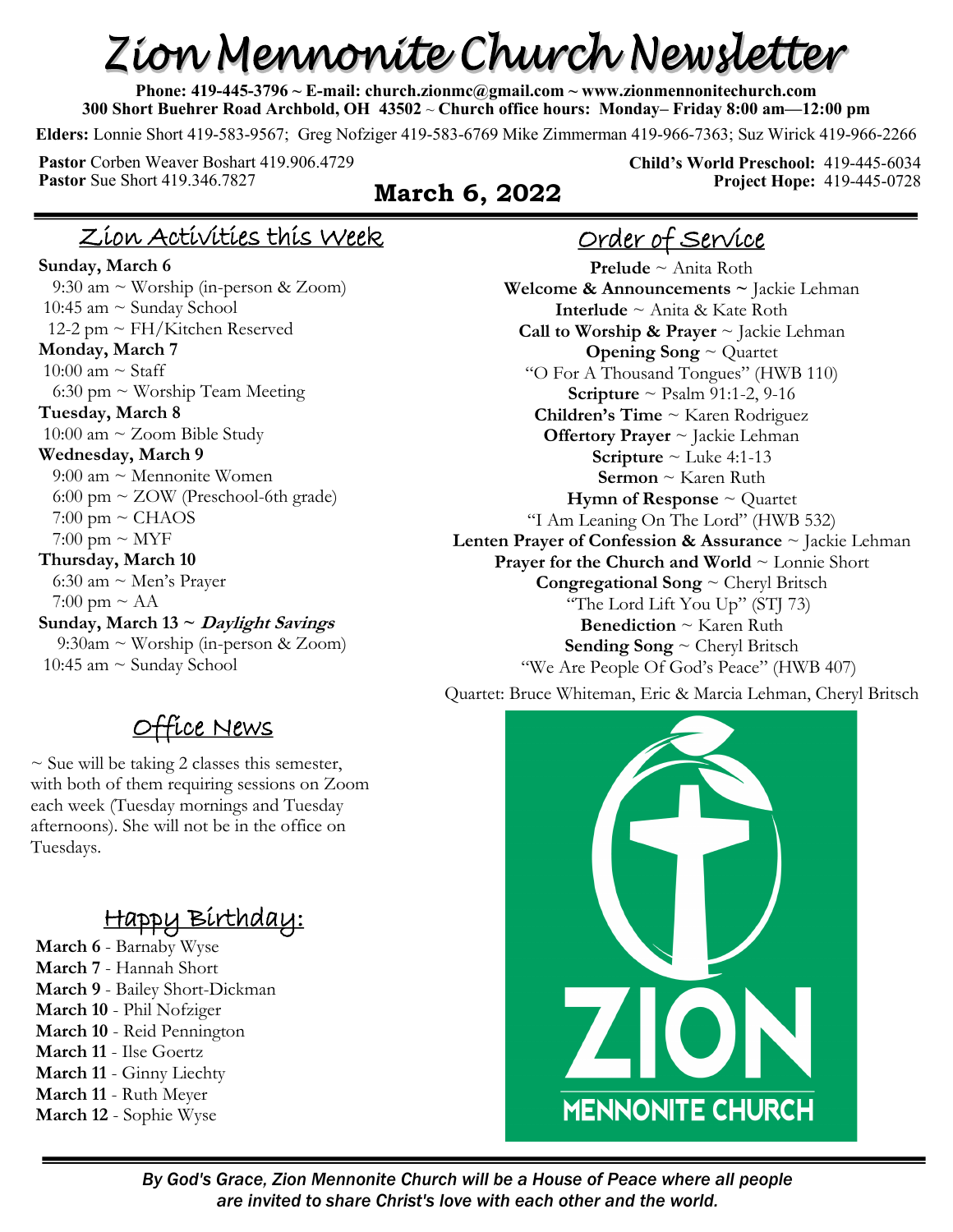# Zion Mennonite Church Newsletter

**Phone: 419-445-3796 ~ E-mail: church.zionmc@gmail.com ~ www.zionmennonitechurch.com**
**300 Short Buehrer Road Archbold, OH 43502 ~ Church office hours: Monday– Friday 8:00 am—12:00 pm**

**Elders:** Lonnie Short 419-583-9567; Greg Nofziger 419-583-6769 Mike Zimmerman 419-966-7363; Suz Wirick 419-966-2266

**Pastor** Corben Weaver Boshart 419.906.4729
**Pastor** Sue Short 419.346.7827

**Child's World Preschool:** 419-445-6034
**Project Hope:** 419-445-0728

**March 6, 2022**

## Zion Activities this Week

**Sunday, March 6**
9:30 am ~ Worship (in-person & Zoom)
10:45 am ~ Sunday School
12-2 pm ~ FH/Kitchen Reserved

**Monday, March 7**
10:00 am ~ Staff
6:30 pm ~ Worship Team Meeting

**Tuesday, March 8**
10:00 am ~ Zoom Bible Study

**Wednesday, March 9**
9:00 am ~ Mennonite Women
6:00 pm ~ ZOW (Preschool-6th grade)
7:00 pm ~ CHAOS
7:00 pm ~ MYF

**Thursday, March 10**
6:30 am ~ Men's Prayer
7:00 pm ~ AA

**Sunday, March 13 ~ *Daylight Savings***
9:30am ~ Worship (in-person & Zoom)
10:45 am ~ Sunday School

## Office News

~ Sue will be taking 2 classes this semester, with both of them requiring sessions on Zoom each week (Tuesday mornings and Tuesday afternoons). She will not be in the office on Tuesdays.

## Happy Birthday:

**March 6** - Barnaby Wyse
**March 7** - Hannah Short
**March 9** - Bailey Short-Dickman
**March 10** - Phil Nofziger
**March 10** - Reid Pennington
**March 11** - Ilse Goertz
**March 11** - Ginny Liechty
**March 11** - Ruth Meyer
**March 12** - Sophie Wyse

## Order of Service

**Prelude** ~ Anita Roth
**Welcome & Announcements ~** Jackie Lehman
**Interlude** ~ Anita & Kate Roth
**Call to Worship & Prayer** ~ Jackie Lehman
**Opening Song** ~ Quartet
"O For A Thousand Tongues" (HWB 110)
**Scripture** ~ Psalm 91:1-2, 9-16
**Children's Time** ~ Karen Rodriguez
**Offertory Prayer** ~ Jackie Lehman
**Scripture** ~ Luke 4:1-13
**Sermon** ~ Karen Ruth
**Hymn of Response** ~ Quartet
"I Am Leaning On The Lord" (HWB 532)
**Lenten Prayer of Confession & Assurance** ~ Jackie Lehman
**Prayer for the Church and World** ~ Lonnie Short
**Congregational Song** ~ Cheryl Britsch
"The Lord Lift You Up" (STJ 73)
**Benediction** ~ Karen Ruth
**Sending Song** ~ Cheryl Britsch
"We Are People Of God's Peace" (HWB 407)

Quartet: Bruce Whiteman, Eric & Marcia Lehman, Cheryl Britsch

ZION MENNONITE CHURCH

*By God's Grace, Zion Mennonite Church will be a House of Peace where all people are invited to share Christ's love with each other and the world.*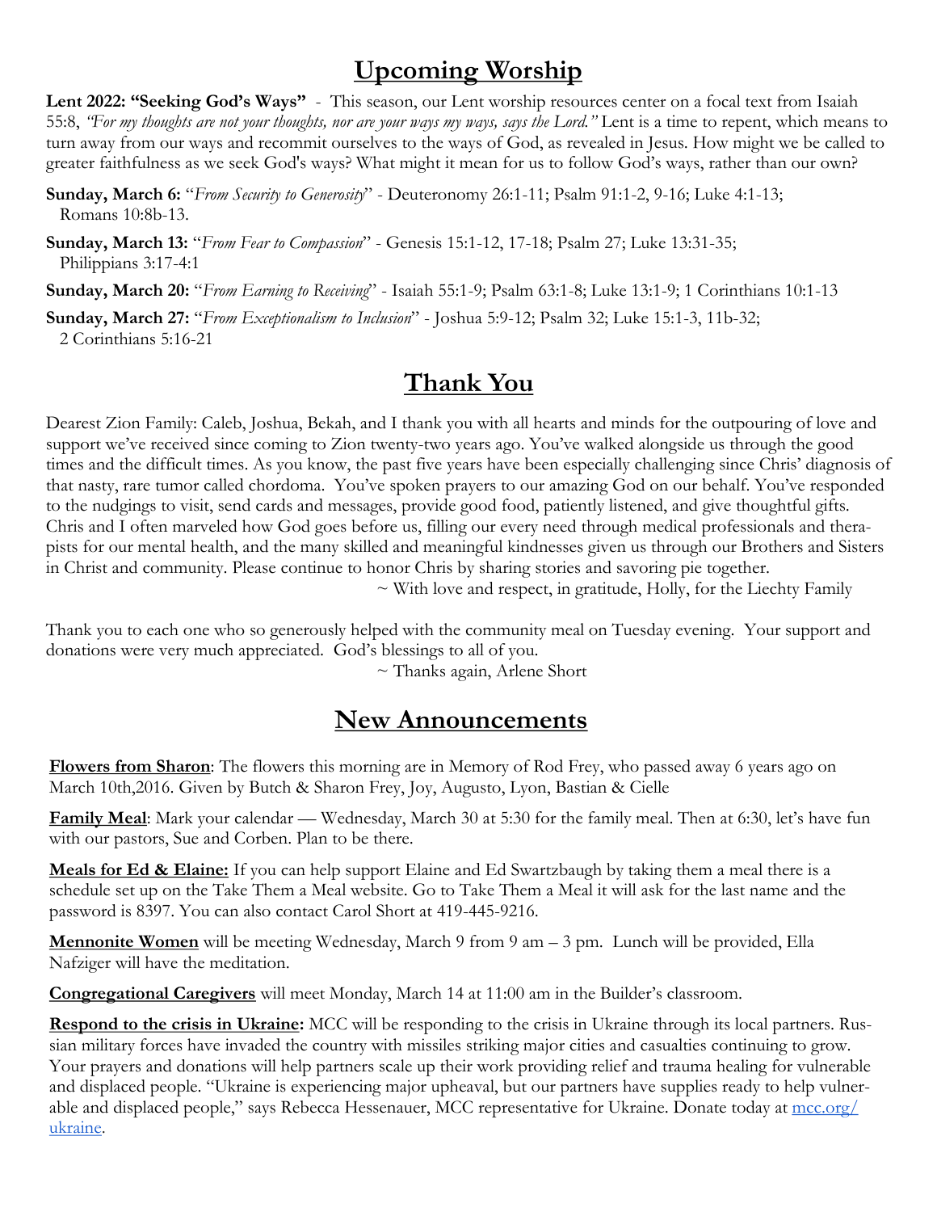## Upcoming Worship

**Lent 2022: "Seeking God's Ways"** - This season, our Lent worship resources center on a focal text from Isaiah 55:8, *"For my thoughts are not your thoughts, nor are your ways my ways, says the Lord."* Lent is a time to repent, which means to turn away from our ways and recommit ourselves to the ways of God, as revealed in Jesus. How might we be called to greater faithfulness as we seek God's ways? What might it mean for us to follow God's ways, rather than our own?

**Sunday, March 6:** "*From Security to Generosity*" - Deuteronomy 26:1-11; Psalm 91:1-2, 9-16; Luke 4:1-13; Romans 10:8b-13.

**Sunday, March 13:** "*From Fear to Compassion*" - Genesis 15:1-12, 17-18; Psalm 27; Luke 13:31-35; Philippians 3:17-4:1

**Sunday, March 20:** "*From Earning to Receiving*" - Isaiah 55:1-9; Psalm 63:1-8; Luke 13:1-9; 1 Corinthians 10:1-13

**Sunday, March 27:** "*From Exceptionalism to Inclusion*" - Joshua 5:9-12; Psalm 32; Luke 15:1-3, 11b-32; 2 Corinthians 5:16-21

## Thank You

Dearest Zion Family: Caleb, Joshua, Bekah, and I thank you with all hearts and minds for the outpouring of love and support we've received since coming to Zion twenty-two years ago. You've walked alongside us through the good times and the difficult times. As you know, the past five years have been especially challenging since Chris' diagnosis of that nasty, rare tumor called chordoma. You've spoken prayers to our amazing God on our behalf. You've responded to the nudgings to visit, send cards and messages, provide good food, patiently listened, and give thoughtful gifts. Chris and I often marveled how God goes before us, filling our every need through medical professionals and therapists for our mental health, and the many skilled and meaningful kindnesses given us through our Brothers and Sisters in Christ and community. Please continue to honor Chris by sharing stories and savoring pie together.

~ With love and respect, in gratitude, Holly, for the Liechty Family

Thank you to each one who so generously helped with the community meal on Tuesday evening. Your support and donations were very much appreciated. God's blessings to all of you.

~ Thanks again, Arlene Short

## New Announcements

**Flowers from Sharon**: The flowers this morning are in Memory of Rod Frey, who passed away 6 years ago on March 10th,2016. Given by Butch & Sharon Frey, Joy, Augusto, Lyon, Bastian & Cielle

**Family Meal**: Mark your calendar — Wednesday, March 30 at 5:30 for the family meal. Then at 6:30, let's have fun with our pastors, Sue and Corben. Plan to be there.

**Meals for Ed & Elaine:** If you can help support Elaine and Ed Swartzbaugh by taking them a meal there is a schedule set up on the Take Them a Meal website. Go to Take Them a Meal it will ask for the last name and the password is 8397. You can also contact Carol Short at 419-445-9216.

**Mennonite Women** will be meeting Wednesday, March 9 from 9 am – 3 pm. Lunch will be provided, Ella Nafziger will have the meditation.

**Congregational Caregivers** will meet Monday, March 14 at 11:00 am in the Builder's classroom.

**Respond to the crisis in Ukraine:** MCC will be responding to the crisis in Ukraine through its local partners. Russian military forces have invaded the country with missiles striking major cities and casualties continuing to grow. Your prayers and donations will help partners scale up their work providing relief and trauma healing for vulnerable and displaced people. "Ukraine is experiencing major upheaval, but our partners have supplies ready to help vulnerable and displaced people," says Rebecca Hessenauer, MCC representative for Ukraine. Donate today at mcc.org/ukraine.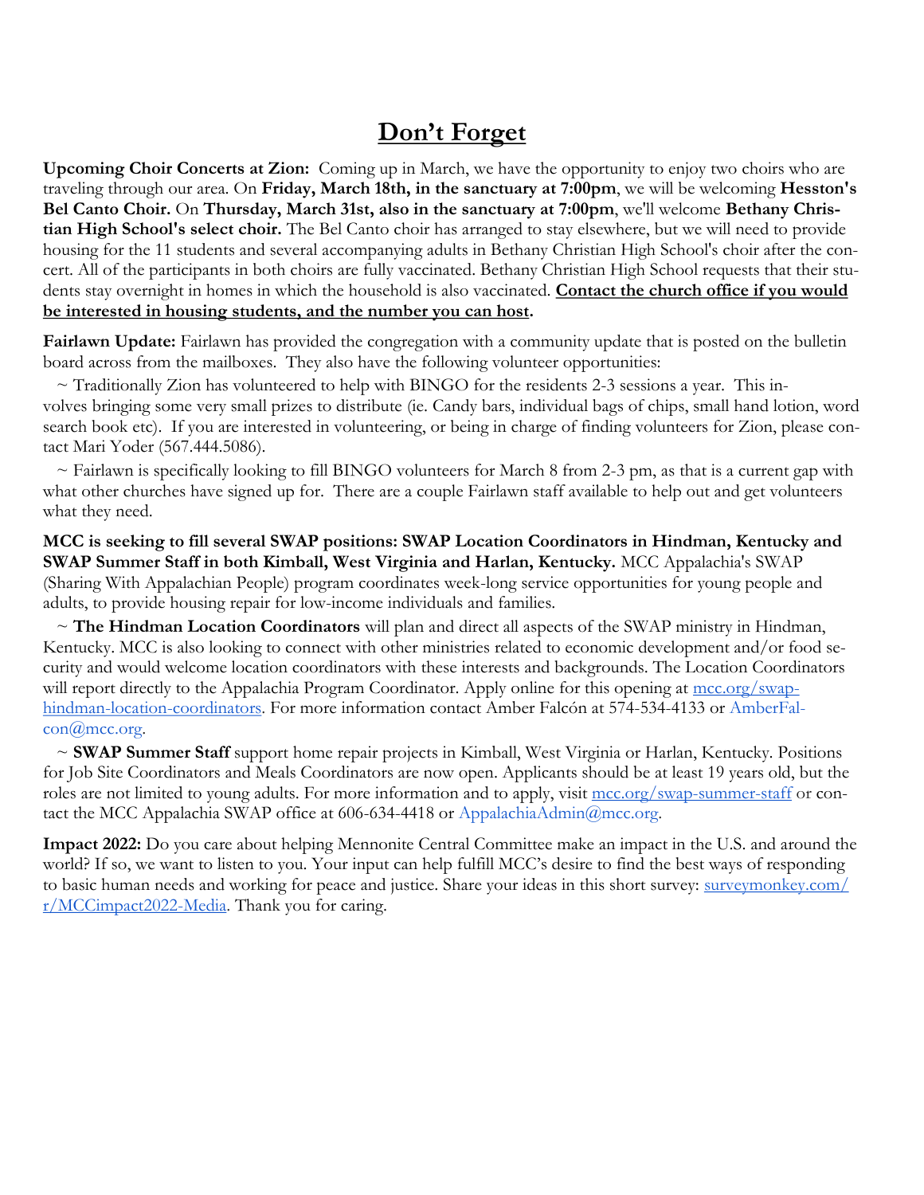# Don't Forget

**Upcoming Choir Concerts at Zion:** Coming up in March, we have the opportunity to enjoy two choirs who are traveling through our area. On **Friday, March 18th, in the sanctuary at 7:00pm**, we will be welcoming **Hesston's Bel Canto Choir.** On **Thursday, March 31st, also in the sanctuary at 7:00pm**, we'll welcome **Bethany Christian High School's select choir.** The Bel Canto choir has arranged to stay elsewhere, but we will need to provide housing for the 11 students and several accompanying adults in Bethany Christian High School's choir after the concert. All of the participants in both choirs are fully vaccinated. Bethany Christian High School requests that their students stay overnight in homes in which the household is also vaccinated. **Contact the church office if you would be interested in housing students, and the number you can host.**

**Fairlawn Update:** Fairlawn has provided the congregation with a community update that is posted on the bulletin board across from the mailboxes. They also have the following volunteer opportunities:

~ Traditionally Zion has volunteered to help with BINGO for the residents 2-3 sessions a year. This involves bringing some very small prizes to distribute (ie. Candy bars, individual bags of chips, small hand lotion, word search book etc). If you are interested in volunteering, or being in charge of finding volunteers for Zion, please contact Mari Yoder (567.444.5086).

~ Fairlawn is specifically looking to fill BINGO volunteers for March 8 from 2-3 pm, as that is a current gap with what other churches have signed up for. There are a couple Fairlawn staff available to help out and get volunteers what they need.

**MCC is seeking to fill several SWAP positions: SWAP Location Coordinators in Hindman, Kentucky and SWAP Summer Staff in both Kimball, West Virginia and Harlan, Kentucky.** MCC Appalachia's SWAP (Sharing With Appalachian People) program coordinates week-long service opportunities for young people and adults, to provide housing repair for low-income individuals and families.

~ **The Hindman Location Coordinators** will plan and direct all aspects of the SWAP ministry in Hindman, Kentucky. MCC is also looking to connect with other ministries related to economic development and/or food security and would welcome location coordinators with these interests and backgrounds. The Location Coordinators will report directly to the Appalachia Program Coordinator. Apply online for this opening at mcc.org/swap-hindman-location-coordinators. For more information contact Amber Falcón at 574-534-4133 or AmberFalcon@mcc.org.

~ **SWAP Summer Staff** support home repair projects in Kimball, West Virginia or Harlan, Kentucky. Positions for Job Site Coordinators and Meals Coordinators are now open. Applicants should be at least 19 years old, but the roles are not limited to young adults. For more information and to apply, visit mcc.org/swap-summer-staff or contact the MCC Appalachia SWAP office at 606-634-4418 or AppalachiaAdmin@mcc.org.

**Impact 2022:** Do you care about helping Mennonite Central Committee make an impact in the U.S. and around the world? If so, we want to listen to you. Your input can help fulfill MCC's desire to find the best ways of responding to basic human needs and working for peace and justice. Share your ideas in this short survey: surveymonkey.com/r/MCCimpact2022-Media. Thank you for caring.